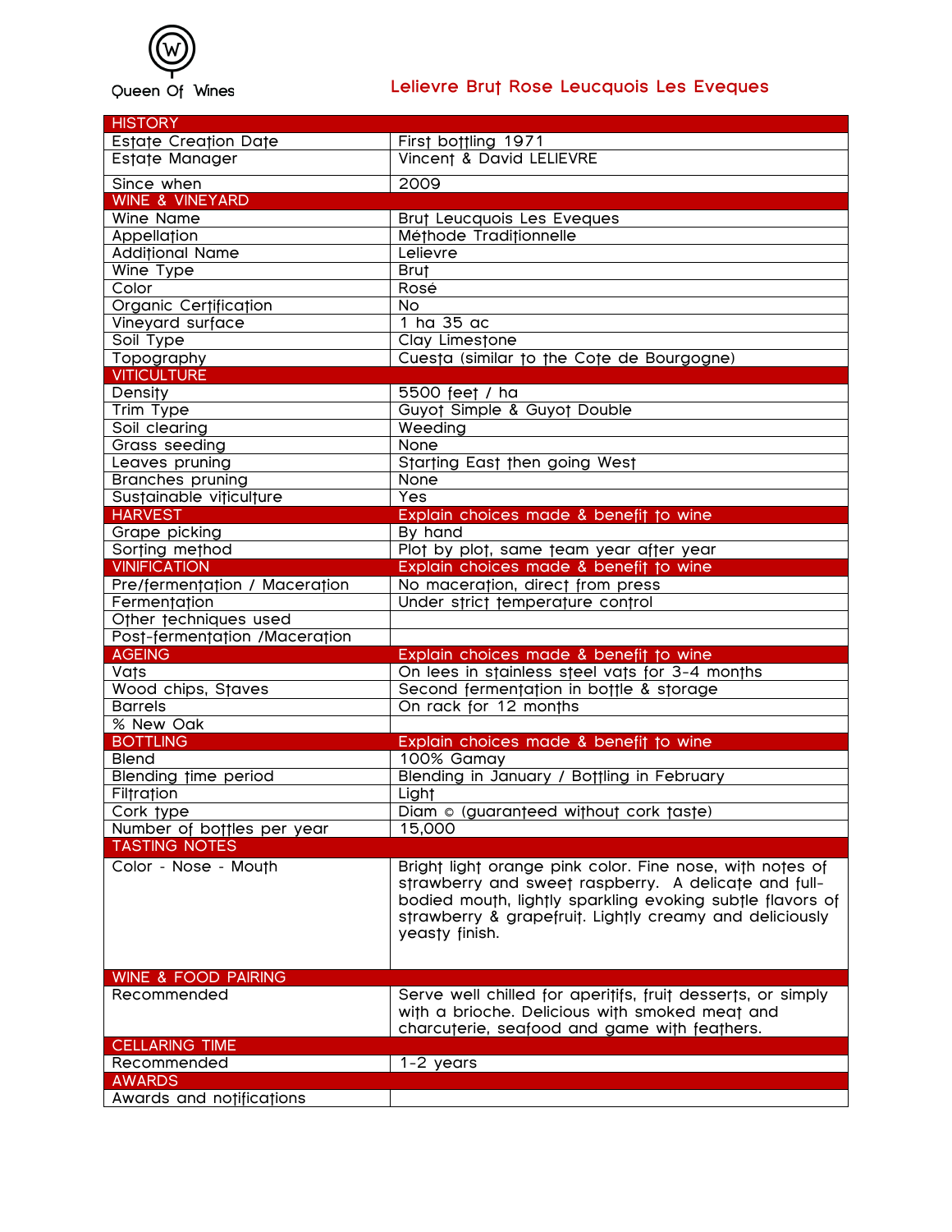Queen Of Wines

# Lelievre Brut Rose Leucquois Les Eveques

| HISTORY | |
|---|---|
| Estate Creation Date | First bottling 1971 |
| Estate Manager | Vincent & David LELIEVRE |
| Since when | 2009 |
| **WINE & VINEYARD** | |
| Wine Name | Brut Leucquois Les Eveques |
| Appellation | Méthode Traditionnelle |
| Additional Name | Lelievre |
| Wine Type | Brut |
| Color | Rosé |
| Organic Certification | No |
| Vineyard surface | 1 ha 35 ac |
| Soil Type | Clay Limestone |
| Topography | Cuesta (similar to the Cote de Bourgogne) |
| **VITICULTURE** | |
| Density | 5500 feet / ha |
| Trim Type | Guyot Simple & Guyot Double |
| Soil clearing | Weeding |
| Grass seeding | None |
| Leaves pruning | Starting East then going West |
| Branches pruning | None |
| Sustainable viticulture | Yes |
| **HARVEST** | **Explain choices made & benefit to wine** |
| Grape picking | By hand |
| Sorting method | Plot by plot, same team year after year |
| **VINIFICATION** | **Explain choices made & benefit to wine** |
| Pre/fermentation / Maceration | No maceration, direct from press |
| Fermentation | Under strict temperature control |
| Other techniques used | |
| Post-fermentation /Maceration | |
| **AGEING** | **Explain choices made & benefit to wine** |
| Vats | On lees in stainless steel vats for 3-4 months |
| Wood chips, Staves | Second fermentation in bottle & storage |
| Barrels | On rack for 12 months |
| % New Oak | |
| **BOTTLING** | **Explain choices made & benefit to wine** |
| Blend | 100% Gamay |
| Blending time period | Blending in January / Bottling in February |
| Filtration | Light |
| Cork type | Diam © (guaranteed without cork taste) |
| Number of bottles per year | 15,000 |
| **TASTING NOTES** | |
| Color - Nose - Mouth | Bright light orange pink color. Fine nose, with notes of strawberry and sweet raspberry. A delicate and full-bodied mouth, lightly sparkling evoking subtle flavors of strawberry & grapefruit. Lightly creamy and deliciously yeasty finish. |
| **WINE & FOOD PAIRING** | |
| Recommended | Serve well chilled for aperitifs, fruit desserts, or simply with a brioche. Delicious with smoked meat and charcuterie, seafood and game with feathers. |
| **CELLARING TIME** | |
| Recommended | 1-2 years |
| **AWARDS** | |
| Awards and notifications | |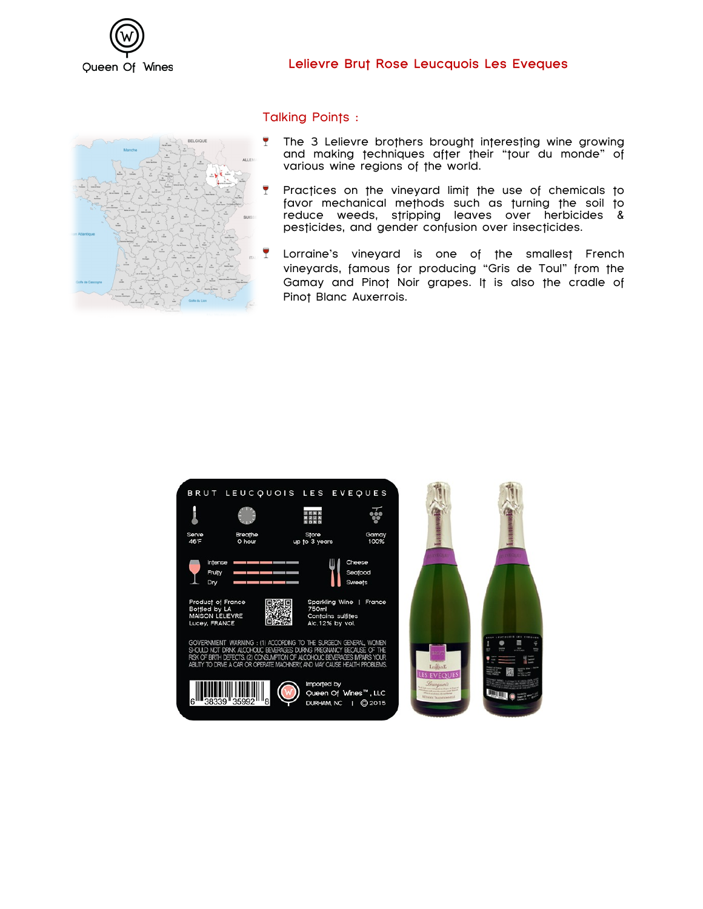Queen Of Wines

# Lelievre Brut Rose Leucquois Les Eveques

## Talking Points :

- The 3 Lelievre brothers brought interesting wine growing and making techniques after their "tour du monde" of various wine regions of the world.
- Practices on the vineyard limit the use of chemicals to favor mechanical methods such as turning the soil to reduce weeds, stripping leaves over herbicides & pesticides, and gender confusion over insecticides.
- Lorraine's vineyard is one of the smallest French vineyards, famous for producing "Gris de Toul" from the Gamay and Pinot Noir grapes. It is also the cradle of Pinot Blanc Auxerrois.

BRUT LEUCQUOIS LES EVEQUES

Serve 46°F

Breathe 0 hour

Store up to 3 years

Gamay 100%

Intense

Fruity

Dry

Cheese

Seafood

Sweets

Product of France
Bottled by LA MAISON LELIEVRE
Lucey, FRANCE

Sparkling Wine | France
750ml
Contains sulfites
Alc.12% by vol.

GOVERNMENT WARNING : (1) ACCORDING TO THE SURGEON GENERAL, WOMEN SHOULD NOT DRINK ALCOHOLIC BEVERAGES DURING PREGNANCY BECAUSE OF THE RISK OF BIRTH DEFECTS. (2) CONSUMPTION OF ALCOHOLIC BEVERAGES IMPAIRS YOUR ABILITY TO DRIVE A CAR OR OPERATE MACHINERY, AND MAY CAUSE HEALTH PROBLEMS.

6 38339 35992 8

Imported by
Queen Of Wines™, LLC
DURHAM, NC | © 2015